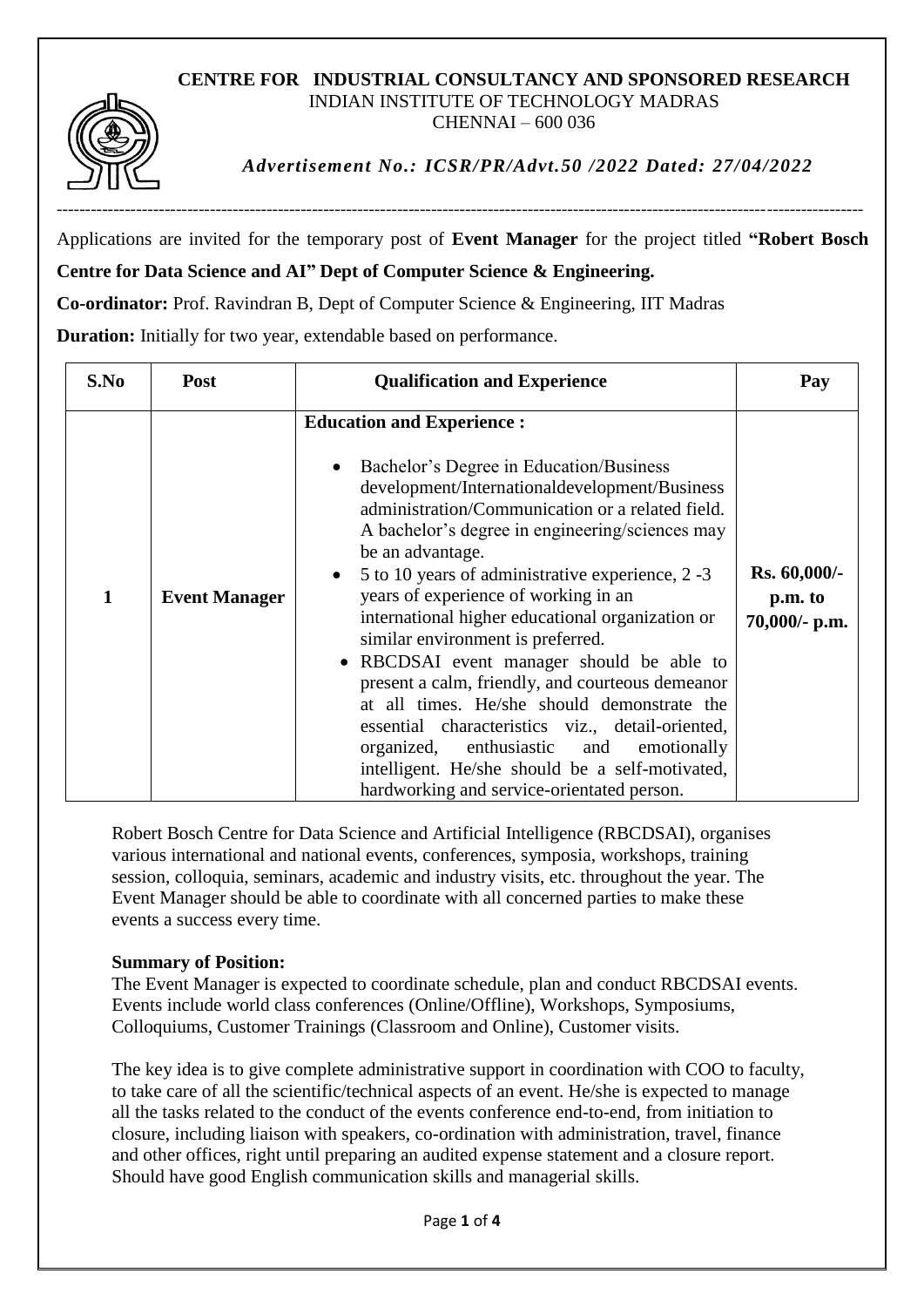# CENTRE FOR INDUSTRIAL CONSULTANCY AND SPONSORED RESEARCH

INDIAN INSTITUTE OF TECHNOLOGY MADRAS

CHENNAI – 600 036

***Advertisement No.: ICSR/PR/Advt.50 /2022 Dated: 27/04/2022***

---

Applications are invited for the temporary post of **Event Manager** for the project titled **"Robert Bosch Centre for Data Science and AI" Dept of Computer Science & Engineering.**

**Co-ordinator:** Prof. Ravindran B, Dept of Computer Science & Engineering, IIT Madras

**Duration:** Initially for two year, extendable based on performance.

| S.No | Post | Qualification and Experience | Pay |
|---|---|---|---|
| 1 | **Event Manager** | **Education and Experience :**<br>• Bachelor's Degree in Education/Business development/Internationaldevelopment/Business administration/Communication or a related field. A bachelor's degree in engineering/sciences may be an advantage.<br>• 5 to 10 years of administrative experience, 2 -3 years of experience of working in an international higher educational organization or similar environment is preferred.<br>• RBCDSAI event manager should be able to present a calm, friendly, and courteous demeanor at all times. He/she should demonstrate the essential characteristics viz., detail-oriented, organized, enthusiastic and emotionally intelligent. He/she should be a self-motivated, hardworking and service-orientated person. | **Rs. 60,000/- p.m. to 70,000/- p.m.** |

Robert Bosch Centre for Data Science and Artificial Intelligence (RBCDSAI), organises various international and national events, conferences, symposia, workshops, training session, colloquia, seminars, academic and industry visits, etc. throughout the year. The Event Manager should be able to coordinate with all concerned parties to make these events a success every time.

**Summary of Position:**

The Event Manager is expected to coordinate schedule, plan and conduct RBCDSAI events. Events include world class conferences (Online/Offline), Workshops, Symposiums, Colloquiums, Customer Trainings (Classroom and Online), Customer visits.

The key idea is to give complete administrative support in coordination with COO to faculty, to take care of all the scientific/technical aspects of an event. He/she is expected to manage all the tasks related to the conduct of the events conference end-to-end, from initiation to closure, including liaison with speakers, co-ordination with administration, travel, finance and other offices, right until preparing an audited expense statement and a closure report. Should have good English communication skills and managerial skills.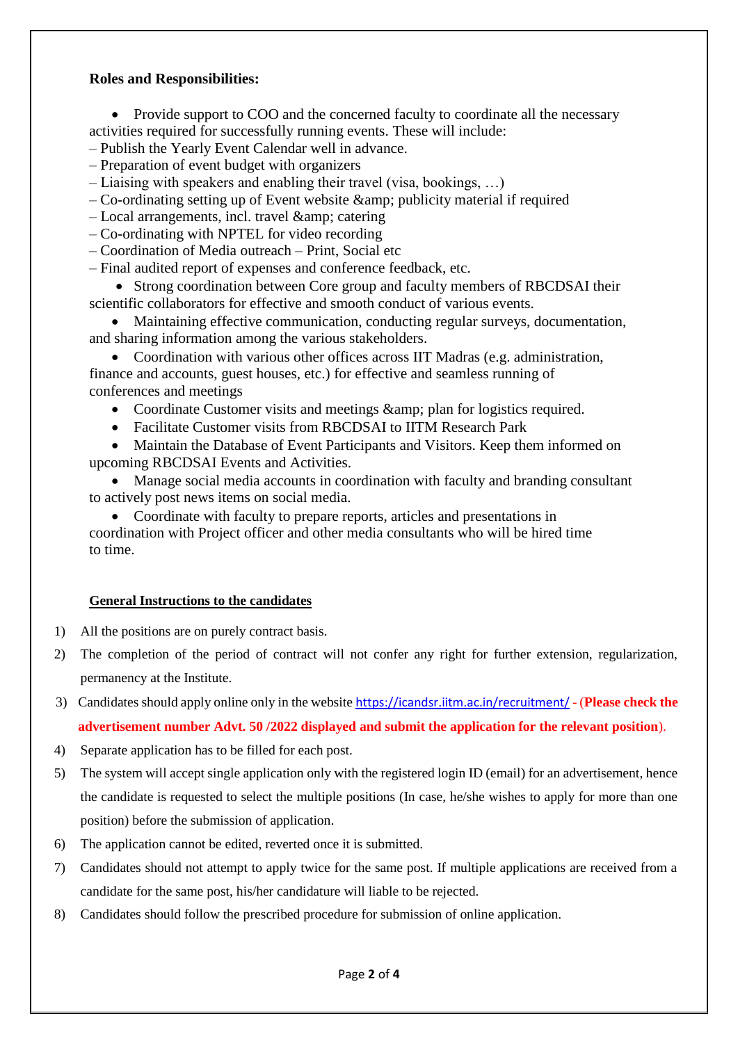**Roles and Responsibilities:**

- Provide support to COO and the concerned faculty to coordinate all the necessary activities required for successfully running events. These will include:

– Publish the Yearly Event Calendar well in advance.
– Preparation of event budget with organizers
– Liaising with speakers and enabling their travel (visa, bookings, …)
– Co-ordinating setting up of Event website &amp; publicity material if required
– Local arrangements, incl. travel &amp; catering
– Co-ordinating with NPTEL for video recording
– Coordination of Media outreach – Print, Social etc
– Final audited report of expenses and conference feedback, etc.

- Strong coordination between Core group and faculty members of RBCDSAI their scientific collaborators for effective and smooth conduct of various events.
- Maintaining effective communication, conducting regular surveys, documentation, and sharing information among the various stakeholders.
- Coordination with various other offices across IIT Madras (e.g. administration, finance and accounts, guest houses, etc.) for effective and seamless running of conferences and meetings
- Coordinate Customer visits and meetings &amp; plan for logistics required.
- Facilitate Customer visits from RBCDSAI to IITM Research Park
- Maintain the Database of Event Participants and Visitors. Keep them informed on upcoming RBCDSAI Events and Activities.
- Manage social media accounts in coordination with faculty and branding consultant to actively post news items on social media.
- Coordinate with faculty to prepare reports, articles and presentations in coordination with Project officer and other media consultants who will be hired time to time.

**General Instructions to the candidates**

1) All the positions are on purely contract basis.
2) The completion of the period of contract will not confer any right for further extension, regularization, permanency at the Institute.
3) Candidates should apply online only in the website https://icandsr.iitm.ac.in/recruitment/ - (**Please check the advertisement number Advt. 50 /2022 displayed and submit the application for the relevant position**).
4) Separate application has to be filled for each post.
5) The system will accept single application only with the registered login ID (email) for an advertisement, hence the candidate is requested to select the multiple positions (In case, he/she wishes to apply for more than one position) before the submission of application.
6) The application cannot be edited, reverted once it is submitted.
7) Candidates should not attempt to apply twice for the same post. If multiple applications are received from a candidate for the same post, his/her candidature will liable to be rejected.
8) Candidates should follow the prescribed procedure for submission of online application.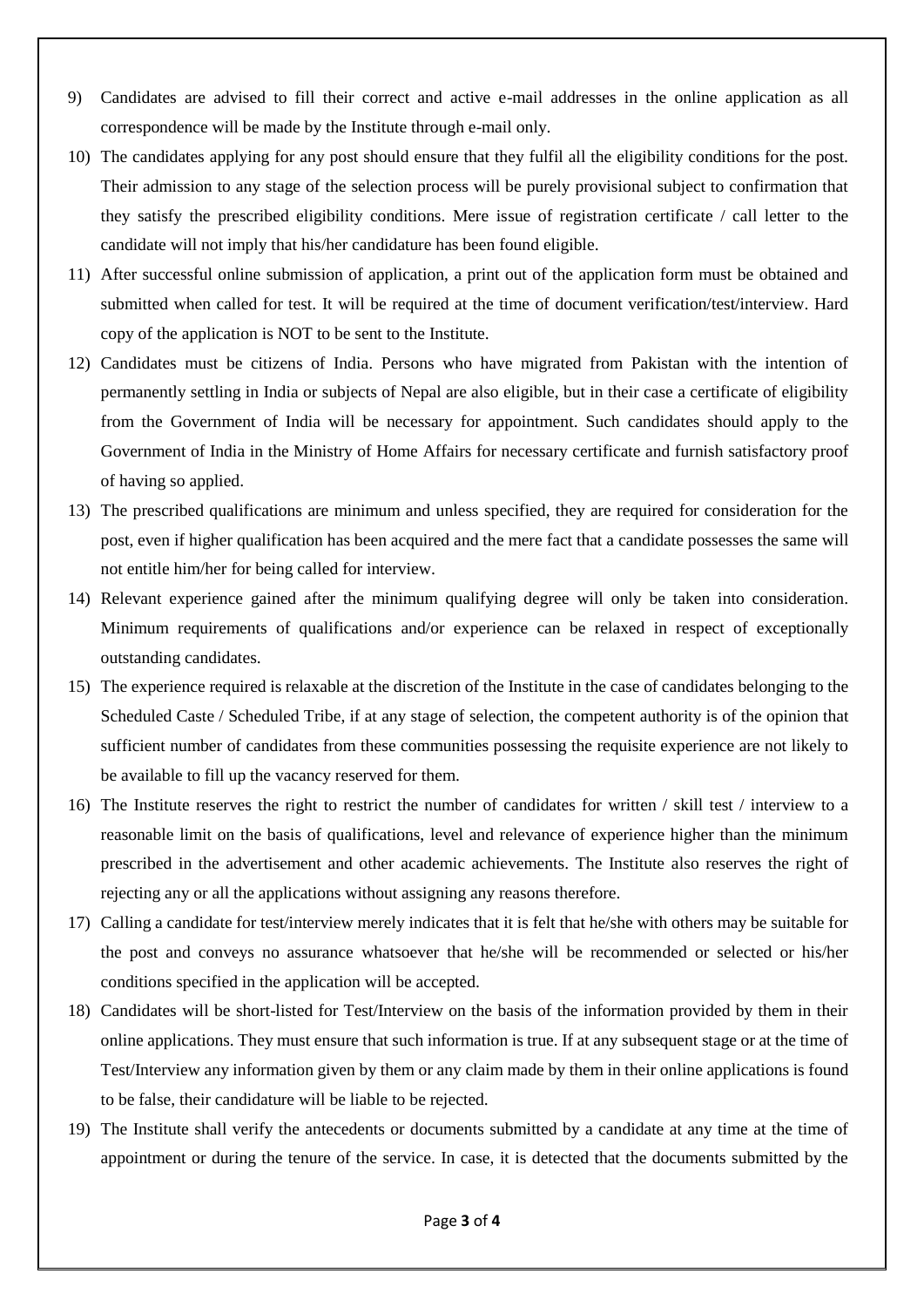9) Candidates are advised to fill their correct and active e-mail addresses in the online application as all correspondence will be made by the Institute through e-mail only.

10) The candidates applying for any post should ensure that they fulfil all the eligibility conditions for the post. Their admission to any stage of the selection process will be purely provisional subject to confirmation that they satisfy the prescribed eligibility conditions. Mere issue of registration certificate / call letter to the candidate will not imply that his/her candidature has been found eligible.

11) After successful online submission of application, a print out of the application form must be obtained and submitted when called for test. It will be required at the time of document verification/test/interview. Hard copy of the application is NOT to be sent to the Institute.

12) Candidates must be citizens of India. Persons who have migrated from Pakistan with the intention of permanently settling in India or subjects of Nepal are also eligible, but in their case a certificate of eligibility from the Government of India will be necessary for appointment. Such candidates should apply to the Government of India in the Ministry of Home Affairs for necessary certificate and furnish satisfactory proof of having so applied.

13) The prescribed qualifications are minimum and unless specified, they are required for consideration for the post, even if higher qualification has been acquired and the mere fact that a candidate possesses the same will not entitle him/her for being called for interview.

14) Relevant experience gained after the minimum qualifying degree will only be taken into consideration. Minimum requirements of qualifications and/or experience can be relaxed in respect of exceptionally outstanding candidates.

15) The experience required is relaxable at the discretion of the Institute in the case of candidates belonging to the Scheduled Caste / Scheduled Tribe, if at any stage of selection, the competent authority is of the opinion that sufficient number of candidates from these communities possessing the requisite experience are not likely to be available to fill up the vacancy reserved for them.

16) The Institute reserves the right to restrict the number of candidates for written / skill test / interview to a reasonable limit on the basis of qualifications, level and relevance of experience higher than the minimum prescribed in the advertisement and other academic achievements. The Institute also reserves the right of rejecting any or all the applications without assigning any reasons therefore.

17) Calling a candidate for test/interview merely indicates that it is felt that he/she with others may be suitable for the post and conveys no assurance whatsoever that he/she will be recommended or selected or his/her conditions specified in the application will be accepted.

18) Candidates will be short-listed for Test/Interview on the basis of the information provided by them in their online applications. They must ensure that such information is true. If at any subsequent stage or at the time of Test/Interview any information given by them or any claim made by them in their online applications is found to be false, their candidature will be liable to be rejected.

19) The Institute shall verify the antecedents or documents submitted by a candidate at any time at the time of appointment or during the tenure of the service. In case, it is detected that the documents submitted by the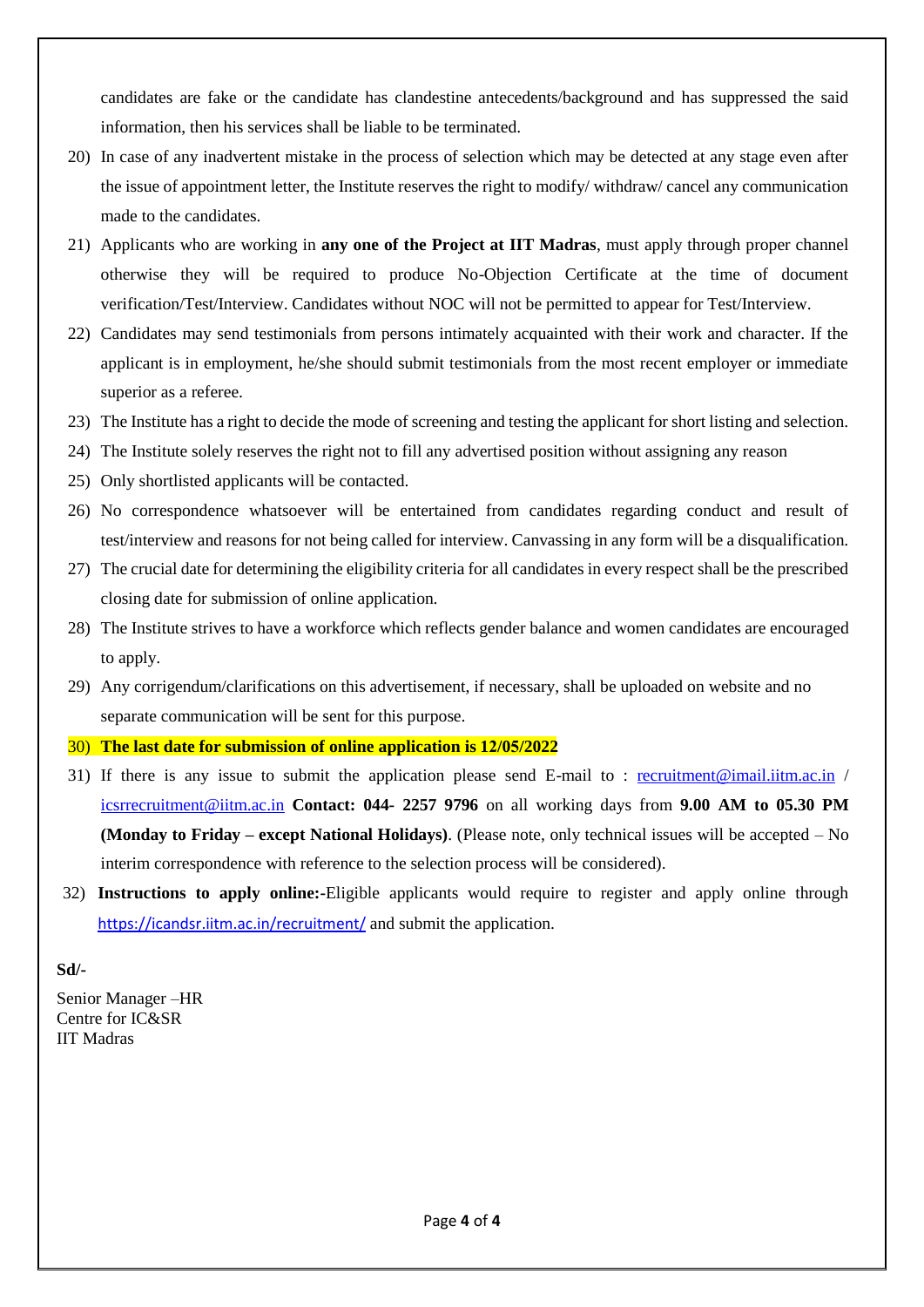candidates are fake or the candidate has clandestine antecedents/background and has suppressed the said information, then his services shall be liable to be terminated.

20) In case of any inadvertent mistake in the process of selection which may be detected at any stage even after the issue of appointment letter, the Institute reserves the right to modify/ withdraw/ cancel any communication made to the candidates.
21) Applicants who are working in **any one of the Project at IIT Madras**, must apply through proper channel otherwise they will be required to produce No-Objection Certificate at the time of document verification/Test/Interview. Candidates without NOC will not be permitted to appear for Test/Interview.
22) Candidates may send testimonials from persons intimately acquainted with their work and character. If the applicant is in employment, he/she should submit testimonials from the most recent employer or immediate superior as a referee.
23) The Institute has a right to decide the mode of screening and testing the applicant for short listing and selection.
24) The Institute solely reserves the right not to fill any advertised position without assigning any reason
25) Only shortlisted applicants will be contacted.
26) No correspondence whatsoever will be entertained from candidates regarding conduct and result of test/interview and reasons for not being called for interview. Canvassing in any form will be a disqualification.
27) The crucial date for determining the eligibility criteria for all candidates in every respect shall be the prescribed closing date for submission of online application.
28) The Institute strives to have a workforce which reflects gender balance and women candidates are encouraged to apply.
29) Any corrigendum/clarifications on this advertisement, if necessary, shall be uploaded on website and no separate communication will be sent for this purpose.
30) **The last date for submission of online application is 12/05/2022**
31) If there is any issue to submit the application please send E-mail to : recruitment@imail.iitm.ac.in / icsrrecruitment@iitm.ac.in **Contact: 044- 2257 9796** on all working days from **9.00 AM to 05.30 PM (Monday to Friday – except National Holidays)**. (Please note, only technical issues will be accepted – No interim correspondence with reference to the selection process will be considered).
32) **Instructions to apply online:-**Eligible applicants would require to register and apply online through https://icandsr.iitm.ac.in/recruitment/ and submit the application.

**Sd/-**

Senior Manager –HR
Centre for IC&SR
IIT Madras